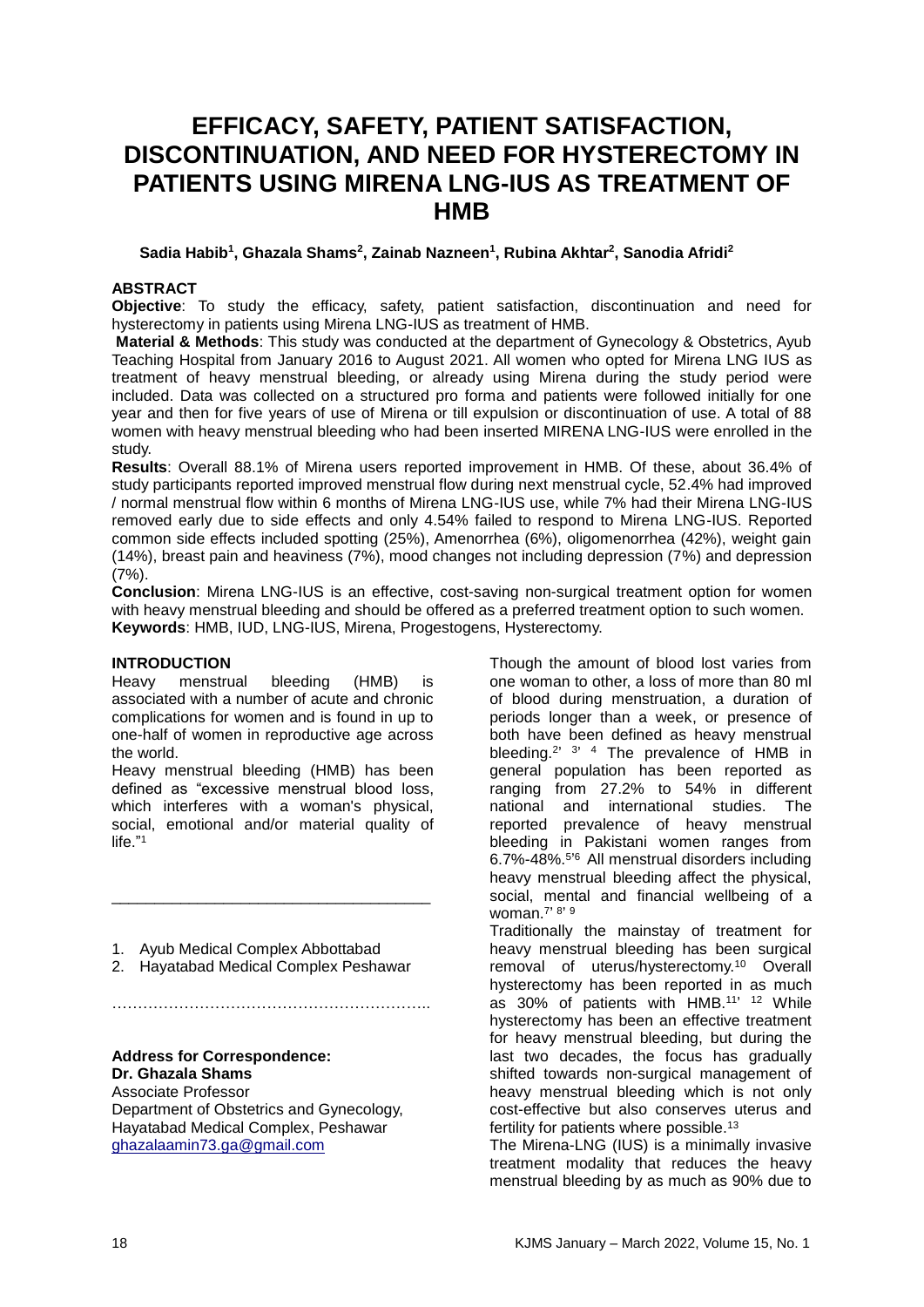# EFFICACY, SAFETY, PATIENT SATISFACTION, DISCONTINUATION, AND NEED FOR HYSTERECTOMY IN PATIENTS USING MIRENA LNG-IUS AS TREATMENT OF HMB

**Sadia Habib[1], Ghazala Shams[2], Zainab Nazneen[1], Rubina Akhtar[2], Sanodia Afridi[2]**

## ABSTRACT

**Objective**: To study the efficacy, safety, patient satisfaction, discontinuation and need for hysterectomy in patients using Mirena LNG-IUS as treatment of HMB.

**Material & Methods**: This study was conducted at the department of Gynecology & Obstetrics, Ayub Teaching Hospital from January 2016 to August 2021. All women who opted for Mirena LNG IUS as treatment of heavy menstrual bleeding, or already using Mirena during the study period were included. Data was collected on a structured pro forma and patients were followed initially for one year and then for five years of use of Mirena or till expulsion or discontinuation of use. A total of 88 women with heavy menstrual bleeding who had been inserted MIRENA LNG-IUS were enrolled in the study.

**Results**: Overall 88.1% of Mirena users reported improvement in HMB. Of these, about 36.4% of study participants reported improved menstrual flow during next menstrual cycle, 52.4% had improved / normal menstrual flow within 6 months of Mirena LNG-IUS use, while 7% had their Mirena LNG-IUS removed early due to side effects and only 4.54% failed to respond to Mirena LNG-IUS. Reported common side effects included spotting (25%), Amenorrhea (6%), oligomenorrhea (42%), weight gain (14%), breast pain and heaviness (7%), mood changes not including depression (7%) and depression (7%).

**Conclusion**: Mirena LNG-IUS is an effective, cost-saving non-surgical treatment option for women with heavy menstrual bleeding and should be offered as a preferred treatment option to such women.

**Keywords**: HMB, IUD, LNG-IUS, Mirena, Progestogens, Hysterectomy.

## INTRODUCTION

Heavy menstrual bleeding (HMB) is associated with a number of acute and chronic complications for women and is found in up to one-half of women in reproductive age across the world.

Heavy menstrual bleeding (HMB) has been defined as "excessive menstrual blood loss, which interferes with a woman's physical, social, emotional and/or material quality of life."[1]

Though the amount of blood lost varies from one woman to other, a loss of more than 80 ml of blood during menstruation, a duration of periods longer than a week, or presence of both have been defined as heavy menstrual bleeding.[2,3,4] The prevalence of HMB in general population has been reported as ranging from 27.2% to 54% in different national and international studies. The reported prevalence of heavy menstrual bleeding in Pakistani women ranges from 6.7%-48%.[5,6] All menstrual disorders including heavy menstrual bleeding affect the physical, social, mental and financial wellbeing of a woman.[7,8,9]

Traditionally the mainstay of treatment for heavy menstrual bleeding has been surgical removal of uterus/hysterectomy.[10] Overall hysterectomy has been reported in as much as 30% of patients with HMB.[11,12] While hysterectomy has been an effective treatment for heavy menstrual bleeding, but during the last two decades, the focus has gradually shifted towards non-surgical management of heavy menstrual bleeding which is not only cost-effective but also conserves uterus and fertility for patients where possible.[13]

The Mirena-LNG (IUS) is a minimally invasive treatment modality that reduces the heavy menstrual bleeding by as much as 90% due to

---

1. Ayub Medical Complex Abbottabad
2. Hayatabad Medical Complex Peshawar

**Address for Correspondence:**
**Dr. Ghazala Shams**
Associate Professor
Department of Obstetrics and Gynecology,
Hayatabad Medical Complex, Peshawar
ghazalaamin73.ga@gmail.com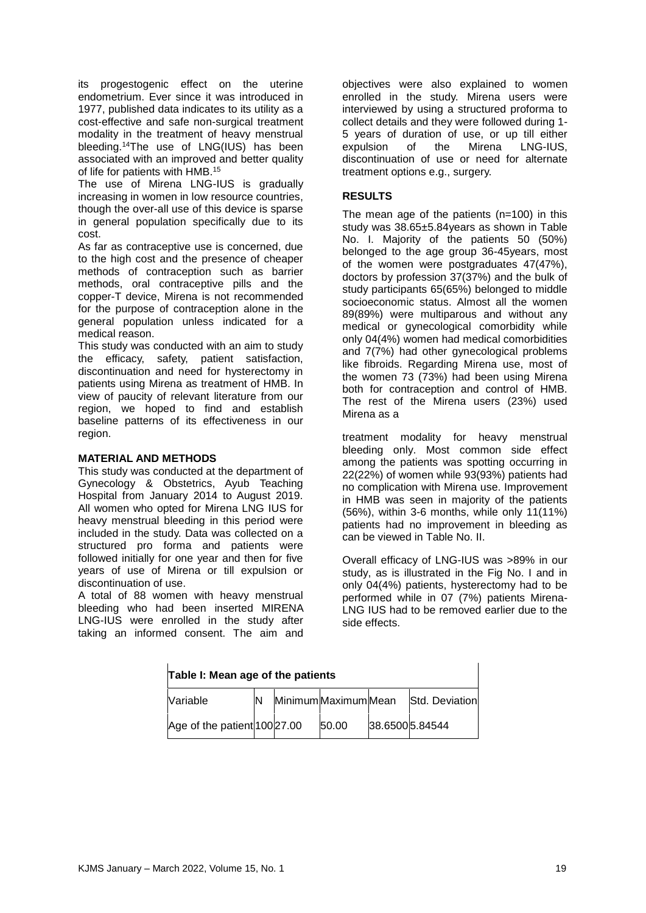its progestogenic effect on the uterine endometrium. Ever since it was introduced in 1977, published data indicates to its utility as a cost-effective and safe non-surgical treatment modality in the treatment of heavy menstrual bleeding.[14]The use of LNG(IUS) has been associated with an improved and better quality of life for patients with HMB.[15]

The use of Mirena LNG-IUS is gradually increasing in women in low resource countries, though the over-all use of this device is sparse in general population specifically due to its cost.

As far as contraceptive use is concerned, due to the high cost and the presence of cheaper methods of contraception such as barrier methods, oral contraceptive pills and the copper-T device, Mirena is not recommended for the purpose of contraception alone in the general population unless indicated for a medical reason.

This study was conducted with an aim to study the efficacy, safety, patient satisfaction, discontinuation and need for hysterectomy in patients using Mirena as treatment of HMB. In view of paucity of relevant literature from our region, we hoped to find and establish baseline patterns of its effectiveness in our region.

## MATERIAL AND METHODS

This study was conducted at the department of Gynecology & Obstetrics, Ayub Teaching Hospital from January 2014 to August 2019. All women who opted for Mirena LNG IUS for heavy menstrual bleeding in this period were included in the study. Data was collected on a structured pro forma and patients were followed initially for one year and then for five years of use of Mirena or till expulsion or discontinuation of use.

A total of 88 women with heavy menstrual bleeding who had been inserted MIRENA LNG-IUS were enrolled in the study after taking an informed consent. The aim and objectives were also explained to women enrolled in the study. Mirena users were interviewed by using a structured proforma to collect details and they were followed during 1-5 years of duration of use, or up till either expulsion of the Mirena LNG-IUS, discontinuation of use or need for alternate treatment options e.g., surgery.

## RESULTS

The mean age of the patients (n=100) in this study was 38.65±5.84years as shown in Table No. I. Majority of the patients 50 (50%) belonged to the age group 36-45years, most of the women were postgraduates 47(47%), doctors by profession 37(37%) and the bulk of study participants 65(65%) belonged to middle socioeconomic status. Almost all the women 89(89%) were multiparous and without any medical or gynecological comorbidity while only 04(4%) women had medical comorbidities and 7(7%) had other gynecological problems like fibroids. Regarding Mirena use, most of the women 73 (73%) had been using Mirena both for contraception and control of HMB. The rest of the Mirena users (23%) used Mirena as a treatment modality for heavy menstrual bleeding only. Most common side effect among the patients was spotting occurring in 22(22%) of women while 93(93%) patients had no complication with Mirena use. Improvement in HMB was seen in majority of the patients (56%), within 3-6 months, while only 11(11%) patients had no improvement in bleeding as can be viewed in Table No. II.

Overall efficacy of LNG-IUS was >89% in our study, as is illustrated in the Fig No. I and in only 04(4%) patients, hysterectomy had to be performed while in 07 (7%) patients Mirena-LNG IUS had to be removed earlier due to the side effects.

**Table I: Mean age of the patients**

| Variable | N | Minimum | Maximum | Mean | Std. Deviation |
|---|---|---|---|---|---|
| Age of the patient | 100 | 27.00 | 50.00 | 38.6500 | 5.84544 |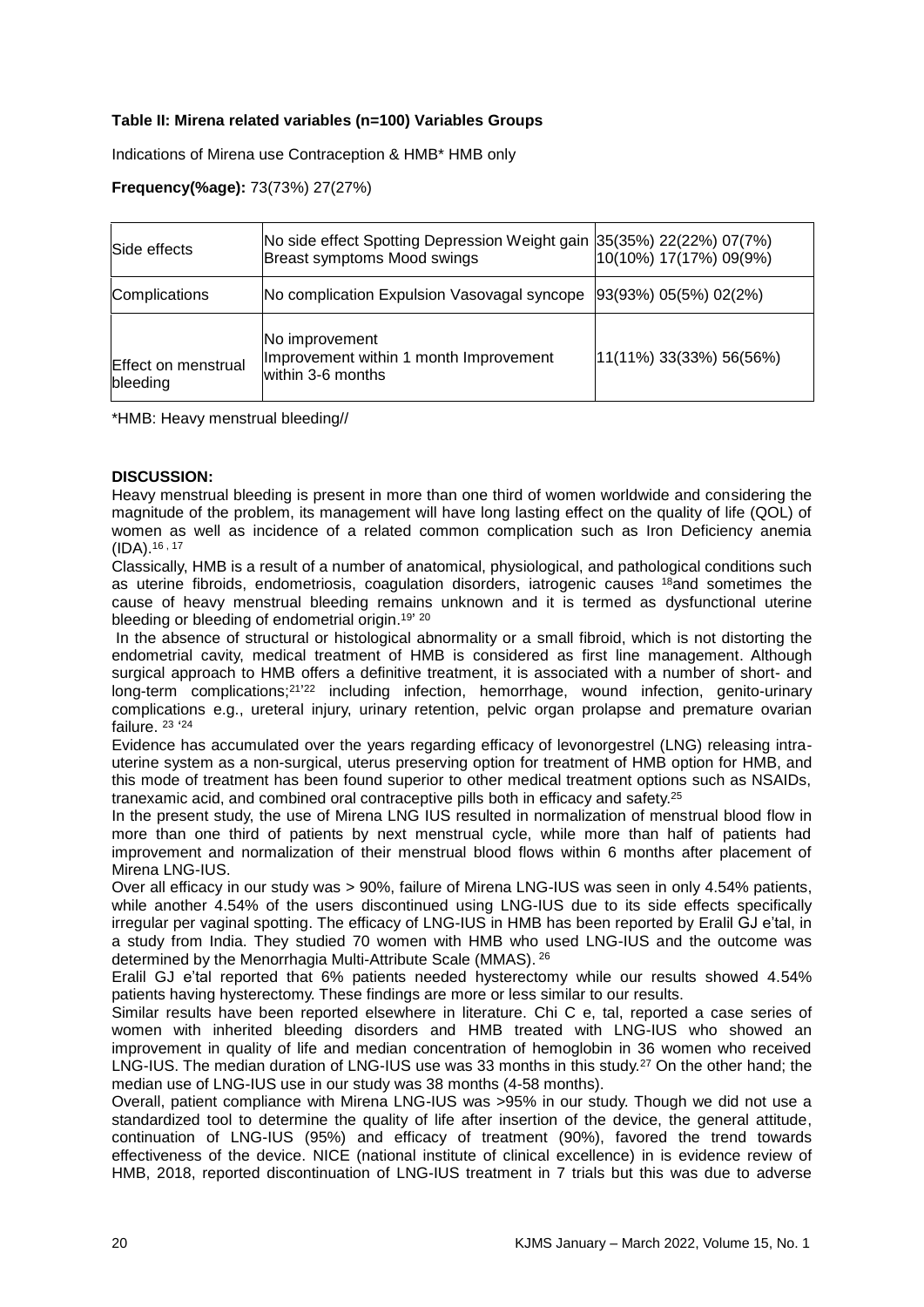**Table II: Mirena related variables (n=100) Variables Groups**

Indications of Mirena use Contraception & HMB* HMB only

**Frequency(%age):** 73(73%) 27(27%)

| Side effects | No side effect Spotting Depression Weight gain Breast symptoms Mood swings | 35(35%) 22(22%) 07(7%) 10(10%) 17(17%) 09(9%) |
|---|---|---|
| Complications | No complication Expulsion Vasovagal syncope | 93(93%) 05(5%) 02(2%) |
| Effect on menstrual bleeding | No improvement Improvement within 1 month Improvement within 3-6 months | 11(11%) 33(33%) 56(56%) |

*HMB: Heavy menstrual bleeding//

**DISCUSSION:**

Heavy menstrual bleeding is present in more than one third of women worldwide and considering the magnitude of the problem, its management will have long lasting effect on the quality of life (QOL) of women as well as incidence of a related common complication such as Iron Deficiency anemia (IDA).[16, 17]

Classically, HMB is a result of a number of anatomical, physiological, and pathological conditions such as uterine fibroids, endometriosis, coagulation disorders, iatrogenic causes [18]and sometimes the cause of heavy menstrual bleeding remains unknown and it is termed as dysfunctional uterine bleeding or bleeding of endometrial origin.[19, 20]

In the absence of structural or histological abnormality or a small fibroid, which is not distorting the endometrial cavity, medical treatment of HMB is considered as first line management. Although surgical approach to HMB offers a definitive treatment, it is associated with a number of short- and long-term complications;[21,22] including infection, hemorrhage, wound infection, genito-urinary complications e.g., ureteral injury, urinary retention, pelvic organ prolapse and premature ovarian failure. [23, 24]

Evidence has accumulated over the years regarding efficacy of levonorgestrel (LNG) releasing intra-uterine system as a non-surgical, uterus preserving option for treatment of HMB option for HMB, and this mode of treatment has been found superior to other medical treatment options such as NSAIDs, tranexamic acid, and combined oral contraceptive pills both in efficacy and safety.[25]

In the present study, the use of Mirena LNG IUS resulted in normalization of menstrual blood flow in more than one third of patients by next menstrual cycle, while more than half of patients had improvement and normalization of their menstrual blood flows within 6 months after placement of Mirena LNG-IUS.

Over all efficacy in our study was > 90%, failure of Mirena LNG-IUS was seen in only 4.54% patients, while another 4.54% of the users discontinued using LNG-IUS due to its side effects specifically irregular per vaginal spotting. The efficacy of LNG-IUS in HMB has been reported by Eralil GJ e'tal, in a study from India. They studied 70 women with HMB who used LNG-IUS and the outcome was determined by the Menorrhagia Multi-Attribute Scale (MMAS). [26]

Eralil GJ e'tal reported that 6% patients needed hysterectomy while our results showed 4.54% patients having hysterectomy. These findings are more or less similar to our results.

Similar results have been reported elsewhere in literature. Chi C e, tal, reported a case series of women with inherited bleeding disorders and HMB treated with LNG-IUS who showed an improvement in quality of life and median concentration of hemoglobin in 36 women who received LNG-IUS. The median duration of LNG-IUS use was 33 months in this study.[27] On the other hand; the median use of LNG-IUS use in our study was 38 months (4-58 months).

Overall, patient compliance with Mirena LNG-IUS was >95% in our study. Though we did not use a standardized tool to determine the quality of life after insertion of the device, the general attitude, continuation of LNG-IUS (95%) and efficacy of treatment (90%), favored the trend towards effectiveness of the device. NICE (national institute of clinical excellence) in is evidence review of HMB, 2018, reported discontinuation of LNG-IUS treatment in 7 trials but this was due to adverse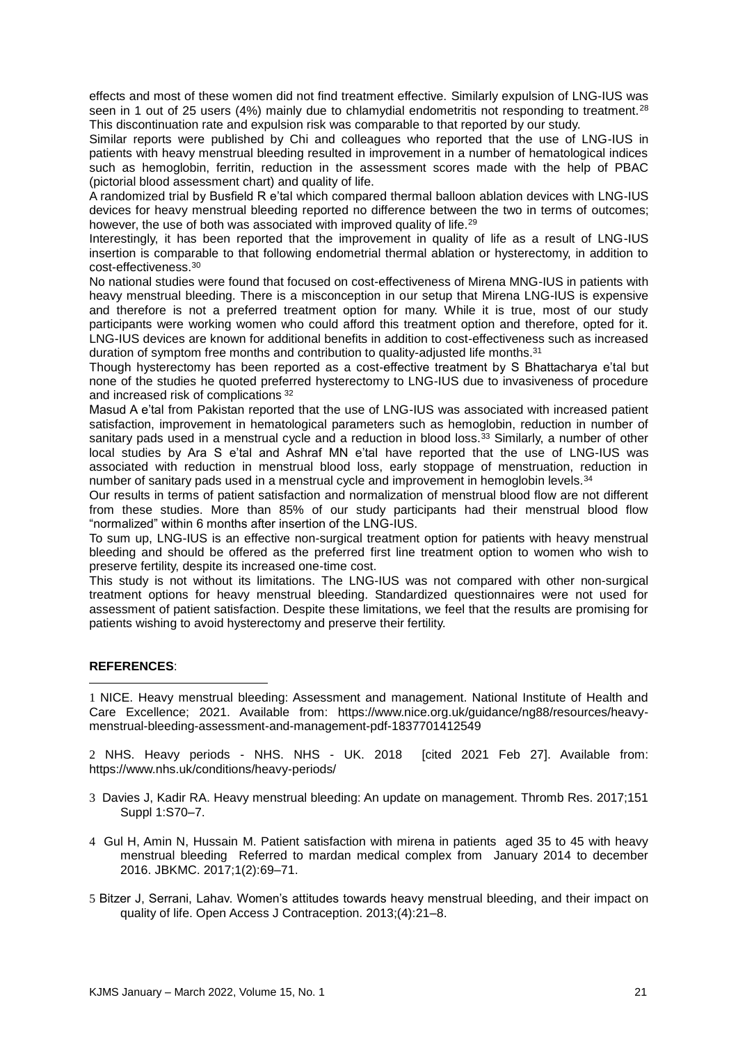effects and most of these women did not find treatment effective. Similarly expulsion of LNG-IUS was seen in 1 out of 25 users (4%) mainly due to chlamydial endometritis not responding to treatment.[28] This discontinuation rate and expulsion risk was comparable to that reported by our study.

Similar reports were published by Chi and colleagues who reported that the use of LNG-IUS in patients with heavy menstrual bleeding resulted in improvement in a number of hematological indices such as hemoglobin, ferritin, reduction in the assessment scores made with the help of PBAC (pictorial blood assessment chart) and quality of life.

A randomized trial by Busfield R e'tal which compared thermal balloon ablation devices with LNG-IUS devices for heavy menstrual bleeding reported no difference between the two in terms of outcomes; however, the use of both was associated with improved quality of life.[29]

Interestingly, it has been reported that the improvement in quality of life as a result of LNG-IUS insertion is comparable to that following endometrial thermal ablation or hysterectomy, in addition to cost-effectiveness.[30]

No national studies were found that focused on cost-effectiveness of Mirena MNG-IUS in patients with heavy menstrual bleeding. There is a misconception in our setup that Mirena LNG-IUS is expensive and therefore is not a preferred treatment option for many. While it is true, most of our study participants were working women who could afford this treatment option and therefore, opted for it. LNG-IUS devices are known for additional benefits in addition to cost-effectiveness such as increased duration of symptom free months and contribution to quality-adjusted life months.[31]

Though hysterectomy has been reported as a cost-effective treatment by S Bhattacharya e'tal but none of the studies he quoted preferred hysterectomy to LNG-IUS due to invasiveness of procedure and increased risk of complications [32]

Masud A e'tal from Pakistan reported that the use of LNG-IUS was associated with increased patient satisfaction, improvement in hematological parameters such as hemoglobin, reduction in number of sanitary pads used in a menstrual cycle and a reduction in blood loss.[33] Similarly, a number of other local studies by Ara S e'tal and Ashraf MN e'tal have reported that the use of LNG-IUS was associated with reduction in menstrual blood loss, early stoppage of menstruation, reduction in number of sanitary pads used in a menstrual cycle and improvement in hemoglobin levels.[34]

Our results in terms of patient satisfaction and normalization of menstrual blood flow are not different from these studies. More than 85% of our study participants had their menstrual blood flow "normalized" within 6 months after insertion of the LNG-IUS.

To sum up, LNG-IUS is an effective non-surgical treatment option for patients with heavy menstrual bleeding and should be offered as the preferred first line treatment option to women who wish to preserve fertility, despite its increased one-time cost.

This study is not without its limitations. The LNG-IUS was not compared with other non-surgical treatment options for heavy menstrual bleeding. Standardized questionnaires were not used for assessment of patient satisfaction. Despite these limitations, we feel that the results are promising for patients wishing to avoid hysterectomy and preserve their fertility.

**REFERENCES**:

1 NICE. Heavy menstrual bleeding: Assessment and management. National Institute of Health and Care Excellence; 2021. Available from: https://www.nice.org.uk/guidance/ng88/resources/heavy-menstrual-bleeding-assessment-and-management-pdf-1837701412549

2 NHS. Heavy periods - NHS. NHS - UK. 2018 [cited 2021 Feb 27]. Available from: https://www.nhs.uk/conditions/heavy-periods/

3 Davies J, Kadir RA. Heavy menstrual bleeding: An update on management. Thromb Res. 2017;151 Suppl 1:S70–7.

4 Gul H, Amin N, Hussain M. Patient satisfaction with mirena in patients aged 35 to 45 with heavy menstrual bleeding Referred to mardan medical complex from January 2014 to december 2016. JBKMC. 2017;1(2):69–71.

5 Bitzer J, Serrani, Lahav. Women's attitudes towards heavy menstrual bleeding, and their impact on quality of life. Open Access J Contraception. 2013;(4):21–8.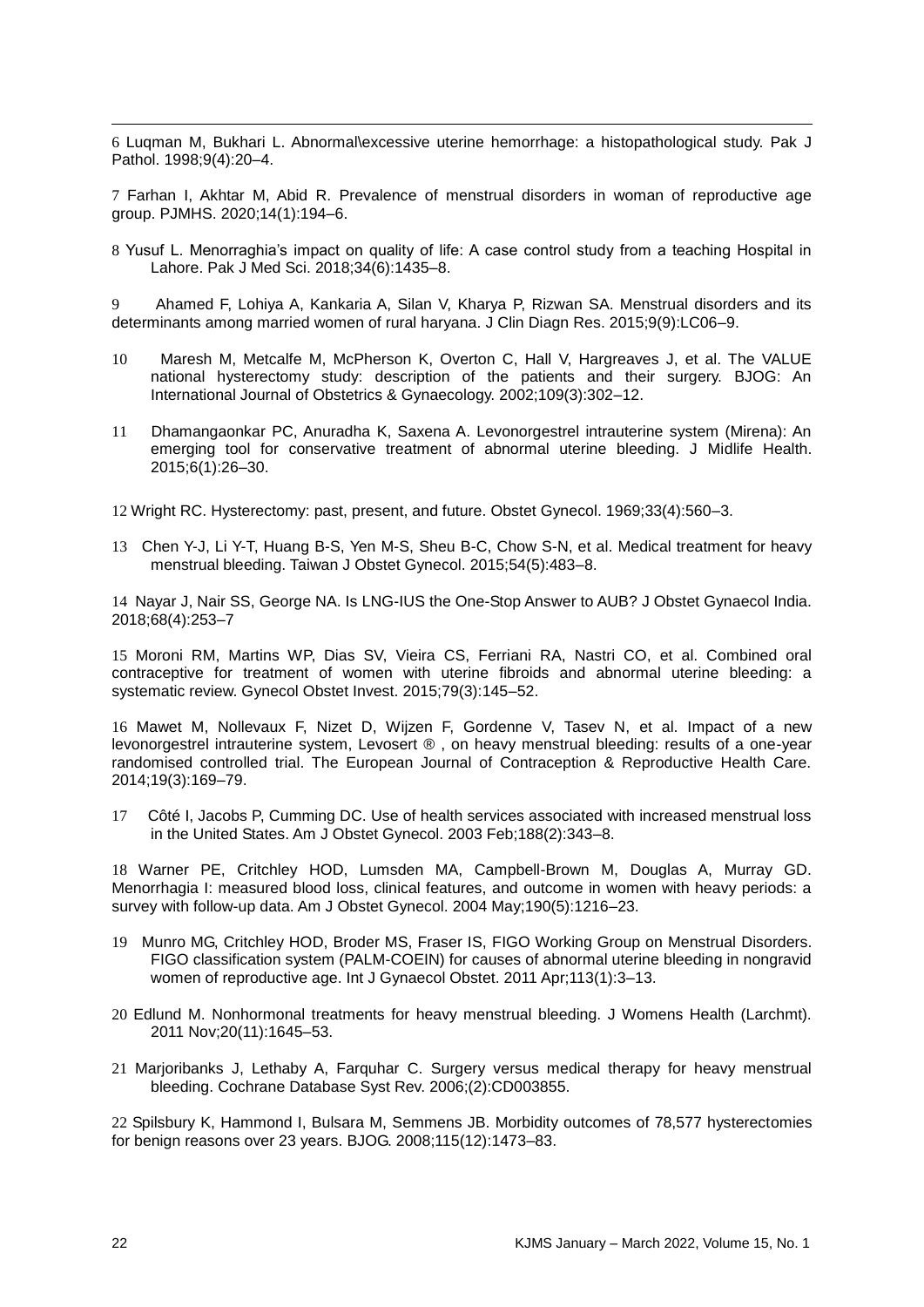6 Luqman M, Bukhari L. Abnormal\excessive uterine hemorrhage: a histopathological study. Pak J Pathol. 1998;9(4):20–4.

7 Farhan I, Akhtar M, Abid R. Prevalence of menstrual disorders in woman of reproductive age group. PJMHS. 2020;14(1):194–6.

8 Yusuf L. Menorraghia's impact on quality of life: A case control study from a teaching Hospital in Lahore. Pak J Med Sci. 2018;34(6):1435–8.

9 Ahamed F, Lohiya A, Kankaria A, Silan V, Kharya P, Rizwan SA. Menstrual disorders and its determinants among married women of rural haryana. J Clin Diagn Res. 2015;9(9):LC06–9.

10 Maresh M, Metcalfe M, McPherson K, Overton C, Hall V, Hargreaves J, et al. The VALUE national hysterectomy study: description of the patients and their surgery. BJOG: An International Journal of Obstetrics & Gynaecology. 2002;109(3):302–12.

11 Dhamangaonkar PC, Anuradha K, Saxena A. Levonorgestrel intrauterine system (Mirena): An emerging tool for conservative treatment of abnormal uterine bleeding. J Midlife Health. 2015;6(1):26–30.

12 Wright RC. Hysterectomy: past, present, and future. Obstet Gynecol. 1969;33(4):560–3.

13 Chen Y-J, Li Y-T, Huang B-S, Yen M-S, Sheu B-C, Chow S-N, et al. Medical treatment for heavy menstrual bleeding. Taiwan J Obstet Gynecol. 2015;54(5):483–8.

14 Nayar J, Nair SS, George NA. Is LNG-IUS the One-Stop Answer to AUB? J Obstet Gynaecol India. 2018;68(4):253–7

15 Moroni RM, Martins WP, Dias SV, Vieira CS, Ferriani RA, Nastri CO, et al. Combined oral contraceptive for treatment of women with uterine fibroids and abnormal uterine bleeding: a systematic review. Gynecol Obstet Invest. 2015;79(3):145–52.

16 Mawet M, Nollevaux F, Nizet D, Wijzen F, Gordenne V, Tasev N, et al. Impact of a new levonorgestrel intrauterine system, Levosert ® , on heavy menstrual bleeding: results of a one-year randomised controlled trial. The European Journal of Contraception & Reproductive Health Care. 2014;19(3):169–79.

17 Côté I, Jacobs P, Cumming DC. Use of health services associated with increased menstrual loss in the United States. Am J Obstet Gynecol. 2003 Feb;188(2):343–8.

18 Warner PE, Critchley HOD, Lumsden MA, Campbell-Brown M, Douglas A, Murray GD. Menorrhagia I: measured blood loss, clinical features, and outcome in women with heavy periods: a survey with follow-up data. Am J Obstet Gynecol. 2004 May;190(5):1216–23.

19 Munro MG, Critchley HOD, Broder MS, Fraser IS, FIGO Working Group on Menstrual Disorders. FIGO classification system (PALM-COEIN) for causes of abnormal uterine bleeding in nongravid women of reproductive age. Int J Gynaecol Obstet. 2011 Apr;113(1):3–13.

20 Edlund M. Nonhormonal treatments for heavy menstrual bleeding. J Womens Health (Larchmt). 2011 Nov;20(11):1645–53.

21 Marjoribanks J, Lethaby A, Farquhar C. Surgery versus medical therapy for heavy menstrual bleeding. Cochrane Database Syst Rev. 2006;(2):CD003855.

22 Spilsbury K, Hammond I, Bulsara M, Semmens JB. Morbidity outcomes of 78,577 hysterectomies for benign reasons over 23 years. BJOG. 2008;115(12):1473–83.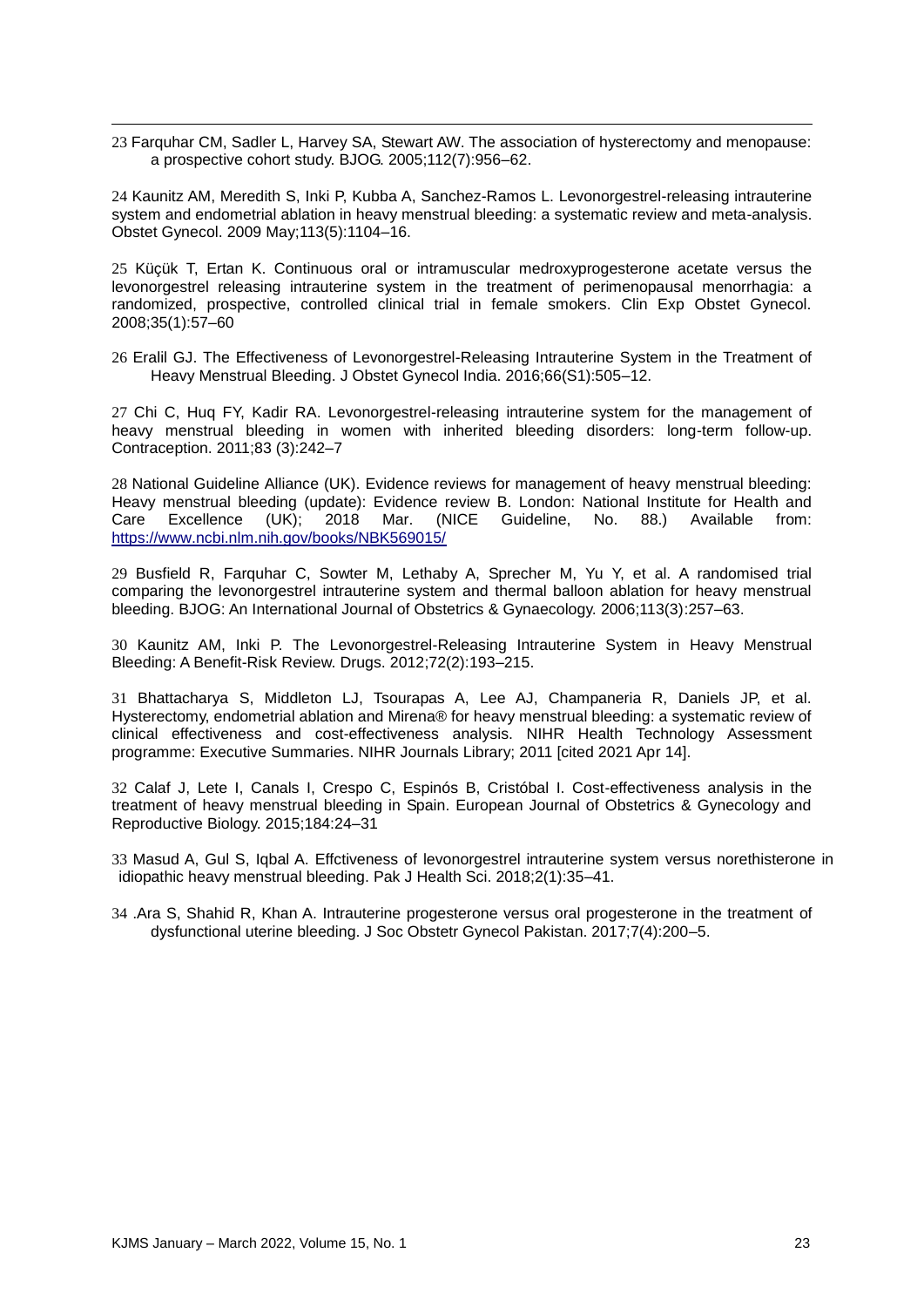23 Farquhar CM, Sadler L, Harvey SA, Stewart AW. The association of hysterectomy and menopause: a prospective cohort study. BJOG. 2005;112(7):956–62.

24 Kaunitz AM, Meredith S, Inki P, Kubba A, Sanchez-Ramos L. Levonorgestrel-releasing intrauterine system and endometrial ablation in heavy menstrual bleeding: a systematic review and meta-analysis. Obstet Gynecol. 2009 May;113(5):1104–16.

25 Küçük T, Ertan K. Continuous oral or intramuscular medroxyprogesterone acetate versus the levonorgestrel releasing intrauterine system in the treatment of perimenopausal menorrhagia: a randomized, prospective, controlled clinical trial in female smokers. Clin Exp Obstet Gynecol. 2008;35(1):57–60

26 Eralil GJ. The Effectiveness of Levonorgestrel-Releasing Intrauterine System in the Treatment of Heavy Menstrual Bleeding. J Obstet Gynecol India. 2016;66(S1):505–12.

27 Chi C, Huq FY, Kadir RA. Levonorgestrel-releasing intrauterine system for the management of heavy menstrual bleeding in women with inherited bleeding disorders: long-term follow-up. Contraception. 2011;83 (3):242–7

28 National Guideline Alliance (UK). Evidence reviews for management of heavy menstrual bleeding: Heavy menstrual bleeding (update): Evidence review B. London: National Institute for Health and Care Excellence (UK); 2018 Mar. (NICE Guideline, No. 88.) Available from: https://www.ncbi.nlm.nih.gov/books/NBK569015/

29 Busfield R, Farquhar C, Sowter M, Lethaby A, Sprecher M, Yu Y, et al. A randomised trial comparing the levonorgestrel intrauterine system and thermal balloon ablation for heavy menstrual bleeding. BJOG: An International Journal of Obstetrics & Gynaecology. 2006;113(3):257–63.

30 Kaunitz AM, Inki P. The Levonorgestrel-Releasing Intrauterine System in Heavy Menstrual Bleeding: A Benefit-Risk Review. Drugs. 2012;72(2):193–215.

31 Bhattacharya S, Middleton LJ, Tsourapas A, Lee AJ, Champaneria R, Daniels JP, et al. Hysterectomy, endometrial ablation and Mirena® for heavy menstrual bleeding: a systematic review of clinical effectiveness and cost-effectiveness analysis. NIHR Health Technology Assessment programme: Executive Summaries. NIHR Journals Library; 2011 [cited 2021 Apr 14].

32 Calaf J, Lete I, Canals I, Crespo C, Espinós B, Cristóbal I. Cost-effectiveness analysis in the treatment of heavy menstrual bleeding in Spain. European Journal of Obstetrics & Gynecology and Reproductive Biology. 2015;184:24–31

33 Masud A, Gul S, Iqbal A. Effctiveness of levonorgestrel intrauterine system versus norethisterone in idiopathic heavy menstrual bleeding. Pak J Health Sci. 2018;2(1):35–41.

34 .Ara S, Shahid R, Khan A. Intrauterine progesterone versus oral progesterone in the treatment of dysfunctional uterine bleeding. J Soc Obstetr Gynecol Pakistan. 2017;7(4):200–5.